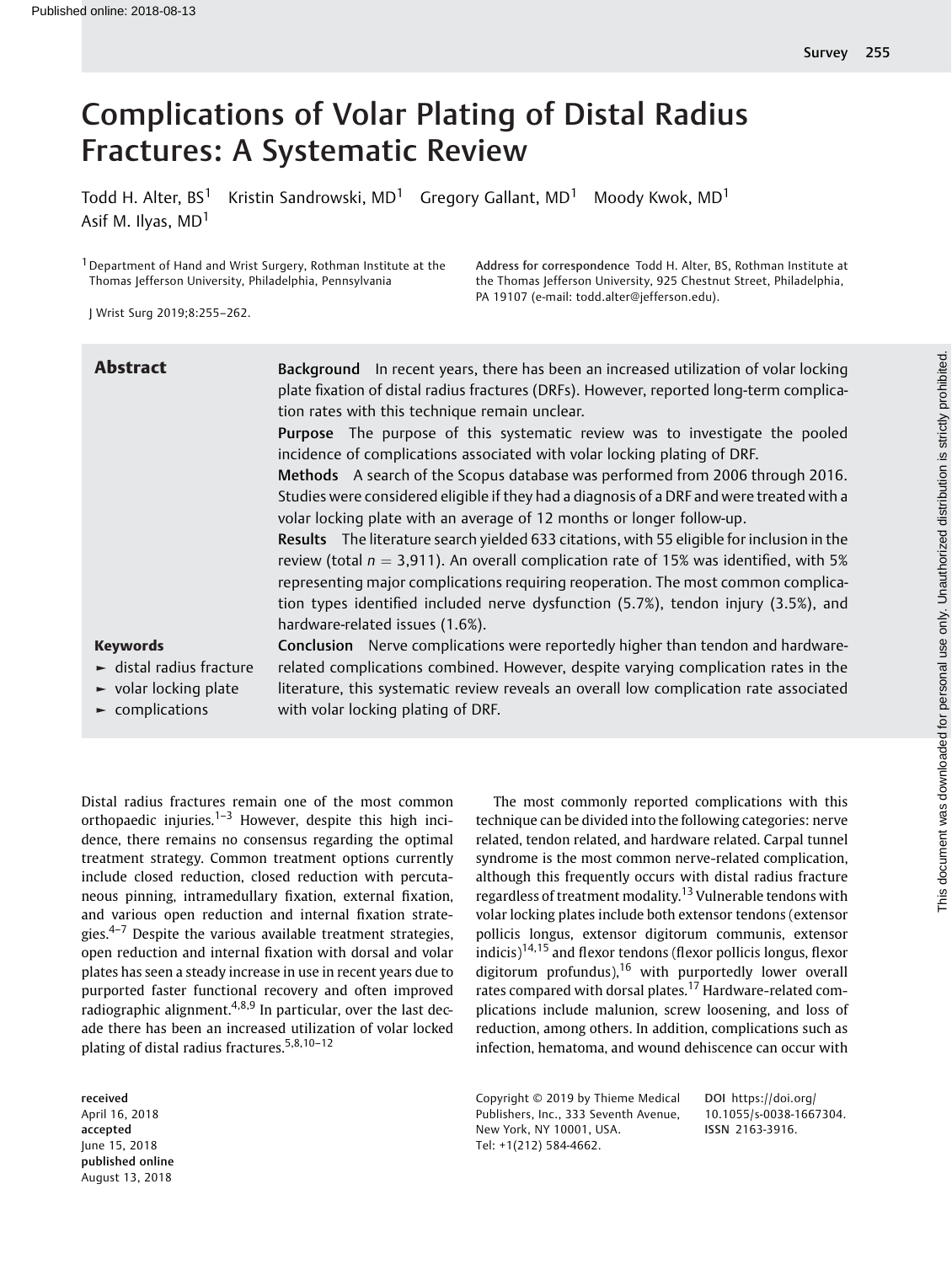# Complications of Volar Plating of Distal Radius Fractures: A Systematic Review

Todd H. Alter, BS[1] Kristin Sandrowski, MD[1] Gregory Gallant, MD[1] Moody Kwok, MD[1] Asif M. Ilyas, MD[1]

[1] Department of Hand and Wrist Surgery, Rothman Institute at the Thomas Jefferson University, Philadelphia, Pennsylvania

J Wrist Surg 2019;8:255–262.

**Address for correspondence** Todd H. Alter, BS, Rothman Institute at the Thomas Jefferson University, 925 Chestnut Street, Philadelphia, PA 19107 (e-mail: todd.alter@jefferson.edu).

## Abstract

**Background** In recent years, there has been an increased utilization of volar locking plate fixation of distal radius fractures (DRFs). However, reported long-term complication rates with this technique remain unclear.

**Purpose** The purpose of this systematic review was to investigate the pooled incidence of complications associated with volar locking plating of DRF.

**Methods** A search of the Scopus database was performed from 2006 through 2016. Studies were considered eligible if they had a diagnosis of a DRF and were treated with a volar locking plate with an average of 12 months or longer follow-up.

**Results** The literature search yielded 633 citations, with 55 eligible for inclusion in the review (total $n = 3,911$). An overall complication rate of 15% was identified, with 5% representing major complications requiring reoperation. The most common complication types identified included nerve dysfunction (5.7%), tendon injury (3.5%), and hardware-related issues (1.6%).

**Conclusion** Nerve complications were reportedly higher than tendon and hardware-related complications combined. However, despite varying complication rates in the literature, this systematic review reveals an overall low complication rate associated with volar locking plating of DRF.

**Keywords**
- distal radius fracture
- volar locking plate
- complications

Distal radius fractures remain one of the most common orthopaedic injuries.[1–3] However, despite this high incidence, there remains no consensus regarding the optimal treatment strategy. Common treatment options currently include closed reduction, closed reduction with percutaneous pinning, intramedullary fixation, external fixation, and various open reduction and internal fixation strategies.[4–7] Despite the various available treatment strategies, open reduction and internal fixation with dorsal and volar plates has seen a steady increase in use in recent years due to purported faster functional recovery and often improved radiographic alignment.[4,8,9] In particular, over the last decade there has been an increased utilization of volar locked plating of distal radius fractures.[5,8,10–12]

The most commonly reported complications with this technique can be divided into the following categories: nerve related, tendon related, and hardware related. Carpal tunnel syndrome is the most common nerve-related complication, although this frequently occurs with distal radius fracture regardless of treatment modality.[13] Vulnerable tendons with volar locking plates include both extensor tendons (extensor pollicis longus, extensor digitorum communis, extensor indicis)[14,15] and flexor tendons (flexor pollicis longus, flexor digitorum profundus),[16] with purportedly lower overall rates compared with dorsal plates.[17] Hardware-related complications include malunion, screw loosening, and loss of reduction, among others. In addition, complications such as infection, hematoma, and wound dehiscence can occur with

received April 16, 2018
accepted June 15, 2018
published online August 13, 2018

Copyright © 2019 by Thieme Medical Publishers, Inc., 333 Seventh Avenue, New York, NY 10001, USA. Tel: +1(212) 584-4662.

DOI https://doi.org/10.1055/s-0038-1667304.
ISSN 2163-3916.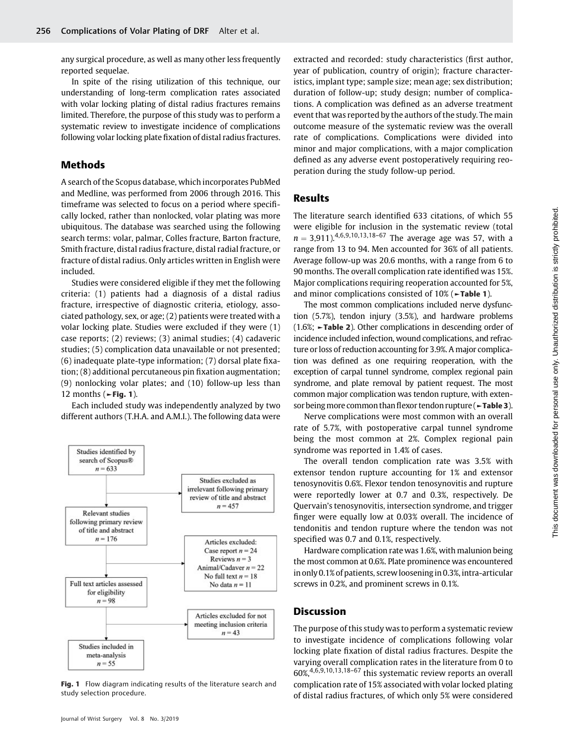any surgical procedure, as well as many other less frequently reported sequelae.

In spite of the rising utilization of this technique, our understanding of long-term complication rates associated with volar locking plating of distal radius fractures remains limited. Therefore, the purpose of this study was to perform a systematic review to investigate incidence of complications following volar locking plate fixation of distal radius fractures.

## Methods

A search of the Scopus database, which incorporates PubMed and Medline, was performed from 2006 through 2016. This timeframe was selected to focus on a period where specifically locked, rather than nonlocked, volar plating was more ubiquitous. The database was searched using the following search terms: volar, palmar, Colles fracture, Barton fracture, Smith fracture, distal radius fracture, distal radial fracture, or fracture of distal radius. Only articles written in English were included.

Studies were considered eligible if they met the following criteria: (1) patients had a diagnosis of a distal radius fracture, irrespective of diagnostic criteria, etiology, associated pathology, sex, or age; (2) patients were treated with a volar locking plate. Studies were excluded if they were (1) case reports; (2) reviews; (3) animal studies; (4) cadaveric studies; (5) complication data unavailable or not presented; (6) inadequate plate-type information; (7) dorsal plate fixation; (8) additional percutaneous pin fixation augmentation; (9) nonlocking volar plates; and (10) follow-up less than 12 months (►Fig. 1).

Each included study was independently analyzed by two different authors (T.H.A. and A.M.I.). The following data were extracted and recorded: study characteristics (first author, year of publication, country of origin); fracture characteristics, implant type; sample size; mean age; sex distribution; duration of follow-up; study design; number of complications. A complication was defined as an adverse treatment event that was reported by the authors of the study. The main outcome measure of the systematic review was the overall rate of complications. Complications were divided into minor and major complications, with a major complication defined as any adverse event postoperatively requiring reoperation during the study follow-up period.

**Fig. 1** Flow diagram indicating results of the literature search and study selection procedure.

## Results

The literature search identified 633 citations, of which 55 were eligible for inclusion in the systematic review (total $n = 3{,}911$).[4,6,9,10,13,18–67] The average age was 57, with a range from 13 to 94. Men accounted for 36% of all patients. Average follow-up was 20.6 months, with a range from 6 to 90 months. The overall complication rate identified was 15%. Major complications requiring reoperation accounted for 5%, and minor complications consisted of 10% (►Table 1).

The most common complications included nerve dysfunction (5.7%), tendon injury (3.5%), and hardware problems (1.6%; ►Table 2). Other complications in descending order of incidence included infection, wound complications, and refracture or loss of reduction accounting for 3.9%. A major complication was defined as one requiring reoperation, with the exception of carpal tunnel syndrome, complex regional pain syndrome, and plate removal by patient request. The most common major complication was tendon rupture, with extensor being more common than flexor tendon rupture (►Table 3).

Nerve complications were most common with an overall rate of 5.7%, with postoperative carpal tunnel syndrome being the most common at 2%. Complex regional pain syndrome was reported in 1.4% of cases.

The overall tendon complication rate was 3.5% with extensor tendon rupture accounting for 1% and extensor tenosynovitis 0.6%. Flexor tendon tenosynovitis and rupture were reportedly lower at 0.7 and 0.3%, respectively. De Quervain's tenosynovitis, intersection syndrome, and trigger finger were equally low at 0.03% overall. The incidence of tendonitis and tendon rupture where the tendon was not specified was 0.7 and 0.1%, respectively.

Hardware complication rate was 1.6%, with malunion being the most common at 0.6%. Plate prominence was encountered in only 0.1% of patients, screw loosening in 0.3%, intra-articular screws in 0.2%, and prominent screws in 0.1%.

## Discussion

The purpose of this study was to perform a systematic review to investigate incidence of complications following volar locking plate fixation of distal radius fractures. Despite the varying overall complication rates in the literature from 0 to 60%,[4,6,9,10,13,18–67] this systematic review reports an overall complication rate of 15% associated with volar locked plating of distal radius fractures, of which only 5% were considered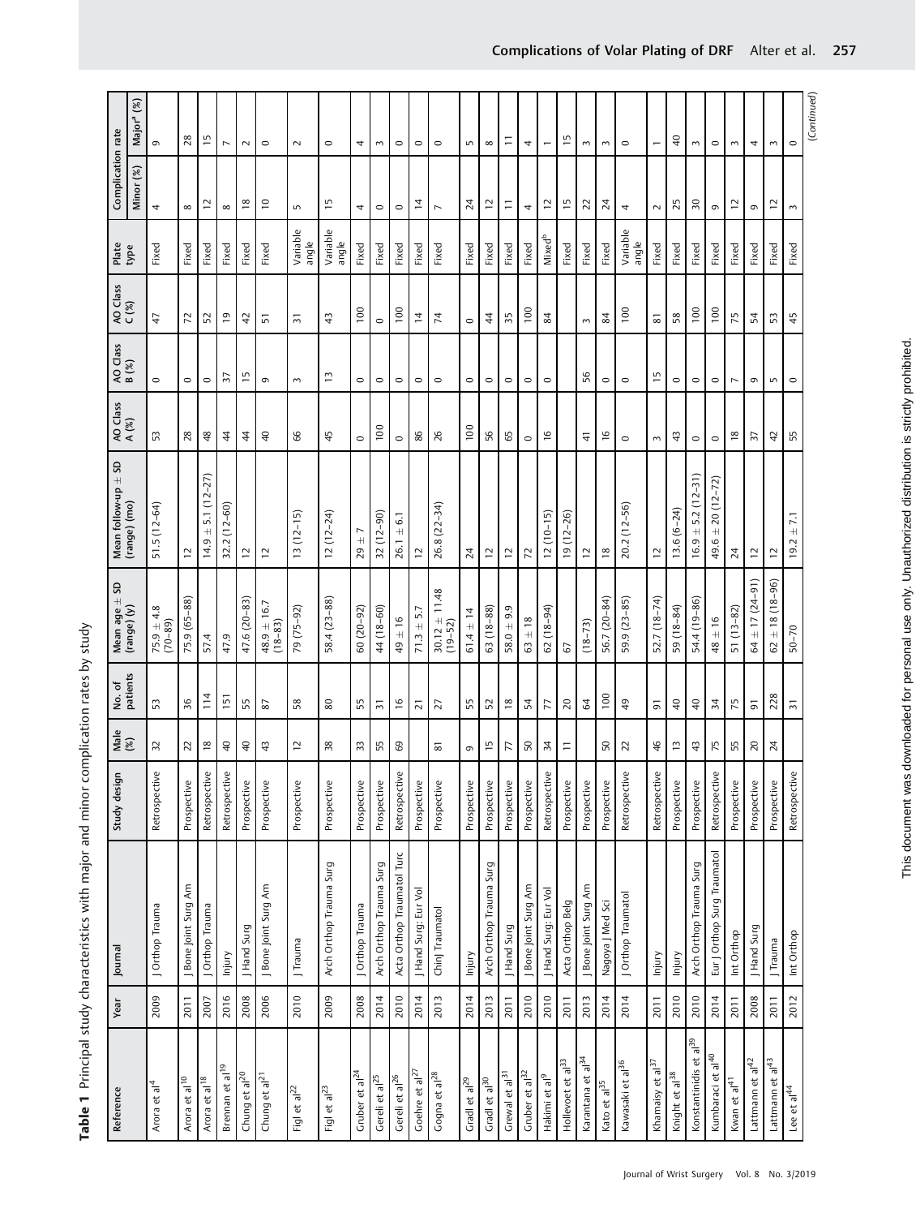**Table 1** Principal study characteristics with major and minor complication rates by study

| Reference | Year | Journal | Study design | Male (%) | No. of patients | Mean age ± SD (range) (y) | Mean follow-up ± SD (range) (mo) | AO Class A (%) | AO Class B (%) | AO Class C (%) | Plate type | Complication rate | |
|---|---|---|---|---|---|---|---|---|---|---|---|---|---|
| | | | | | | | | | | | | Minor (%) | Major[a] (%) |
| Arora et al[4] | 2009 | J Orthop Trauma | Retrospective | 32 | 53 | 75.9 ± 4.8 (70–89) | 51.5 (12–64) | 53 | 0 | 47 | Fixed | 4 | 9 |
| Arora et al[10] | 2011 | J Bone Joint Surg Am | Prospective | 22 | 36 | 75.9 (65–88) | 12 | 28 | 0 | 72 | Fixed | 8 | 28 |
| Arora et al[18] | 2007 | J Orthop Trauma | Retrospective | 18 | 114 | 57.4 | 14.9 ± 5.1 (12–27) | 48 | 0 | 52 | Fixed | 12 | 15 |
| Brennan et al[19] | 2016 | Injury | Retrospective | 40 | 151 | 47.9 | 32.2 (12–60) | 44 | 37 | 19 | Fixed | 8 | 7 |
| Chung et al[20] | 2008 | J Hand Surg | Prospective | 40 | 55 | 47.6 (20–83) | 12 | 44 | 15 | 42 | Fixed | 18 | 2 |
| Chung et al[21] | 2006 | J Bone Joint Surg Am | Prospective | 43 | 87 | 48.9 ± 16.7 (18–83) | 12 | 40 | 9 | 51 | Fixed | 10 | 0 |
| Figl et al[22] | 2010 | J Trauma | Prospective | 12 | 58 | 79 (75–92) | 13 (12–15) | 66 | 3 | 31 | Variable angle | 5 | 2 |
| Figl et al[23] | 2009 | Arch Orthop Trauma Surg | Prospective | 38 | 80 | 58.4 (23–88) | 12 (12–24) | 45 | 13 | 43 | Variable angle | 15 | 0 |
| Gruber et al[24] | 2008 | J Orthop Trauma | Prospective | 33 | 55 | 60 (20–92) | 29 ± 7 | 0 | 0 | 100 | Fixed | 4 | 4 |
| Gereli et al[25] | 2014 | Arch Orthop Trauma Surg | Prospective | 55 | 31 | 44 (18–60) | 32 (12–90) | 100 | 0 | 0 | Fixed | 0 | 3 |
| Gereli et al[26] | 2010 | Acta Orthop Traumatol Turc | Retrospective | 69 | 16 | 49 ± 16 | 26.1 ± 6.1 | 0 | 0 | 100 | Fixed | 0 | 0 |
| Goehre et al[27] | 2014 | J Hand Surg: Eur Vol | Prospective | | 21 | 71.3 ± 5.7 | 12 | 86 | 0 | 14 | Fixed | 14 | 0 |
| Gogna et al[28] | 2013 | Chin J Traumatol | Prospective | 81 | 27 | 30.12 ± 11.48 (19–52) | 26.8 (22–34) | 26 | 0 | 74 | Fixed | 7 | 0 |
| Gradl et al[29] | 2014 | Injury | Prospective | 9 | 55 | 61.4 ± 14 | 24 | 100 | 0 | 0 | Fixed | 24 | 5 |
| Gradl et al[30] | 2013 | Arch Orthop Trauma Surg | Prospective | 15 | 52 | 63 (18–88) | 12 | 56 | 0 | 44 | Fixed | 12 | 8 |
| Grewal et al[31] | 2011 | J Hand Surg | Prospective | 77 | 18 | 58.0 ± 9.9 | 12 | 65 | 0 | 35 | Fixed | 11 | 11 |
| Gruber et al[32] | 2010 | J Bone Joint Surg Am | Prospective | 50 | 54 | 63 ± 18 | 72 | 0 | 0 | 100 | Fixed | 4 | 4 |
| Hakimi et al[9] | 2010 | J Hand Surg: Eur Vol | Retrospective | 34 | 77 | 62 (18–94) | 12 (10–15) | 16 | 0 | 84 | Mixed[b] | 12 | 1 |
| Hollevoet et al[33] | 2011 | Acta Orthop Belg | Prospective | 11 | 20 | 67 | 19 (12–26) | | | | Fixed | 15 | 15 |
| Karantana et al[34] | 2013 | J Bone Joint Surg Am | Prospective | | 64 | (18–73) | 12 | 41 | 56 | 3 | Fixed | 22 | 3 |
| Kato et al[35] | 2014 | Nagoya J Med Sci | Prospective | 50 | 100 | 56.7 (20–84) | 18 | 16 | 0 | 84 | Fixed | 24 | 3 |
| Kawasaki et al[36] | 2014 | J Orthop Traumatol | Retrospective | 22 | 49 | 59.9 (23–85) | 20.2 (12–56) | 0 | 0 | 100 | Variable angle | 4 | 0 |
| Khamaisy et al[37] | 2011 | Injury | Retrospective | 46 | 91 | 52.7 (18–74) | 12 | 3 | 15 | 81 | Fixed | 2 | 1 |
| Knight et al[38] | 2010 | Injury | Prospective | 13 | 40 | 59 (18–84) | 13.6 (6–24) | 43 | 0 | 58 | Fixed | 25 | 40 |
| Konstantinidis et al[39] | 2010 | Arch Orthop Trauma Surg | Prospective | 43 | 40 | 54.4 (19–86) | 16.9 ± 5.2 (12–31) | 0 | 0 | 100 | Fixed | 30 | 3 |
| Kumbaraci et al[40] | 2014 | Eur J Orthop Surg Traumatol | Retrospective | 75 | 34 | 48 ± 16 | 49.6 ± 20 (12–72) | 0 | 0 | 100 | Fixed | 9 | 0 |
| Kwan et al[41] | 2011 | Int Orthop | Prospective | 55 | 75 | 51 (13–82) | 24 | 18 | 7 | 75 | Fixed | 12 | 3 |
| Lattmann et al[42] | 2008 | J Hand Surg | Prospective | 20 | 91 | 64 ± 17 (24–91) | 12 | 37 | 9 | 54 | Fixed | 9 | 4 |
| Lattmann et al[43] | 2011 | J Trauma | Prospective | 24 | 228 | 62 ± 18 (18–96) | 12 | 42 | 5 | 53 | Fixed | 12 | 3 |
| Lee et al[44] | 2012 | Int Orthop | Retrospective | | 31 | 50–70 | 19.2 ± 7.1 | 55 | 0 | 45 | Fixed | 3 | 0 |

(Continued)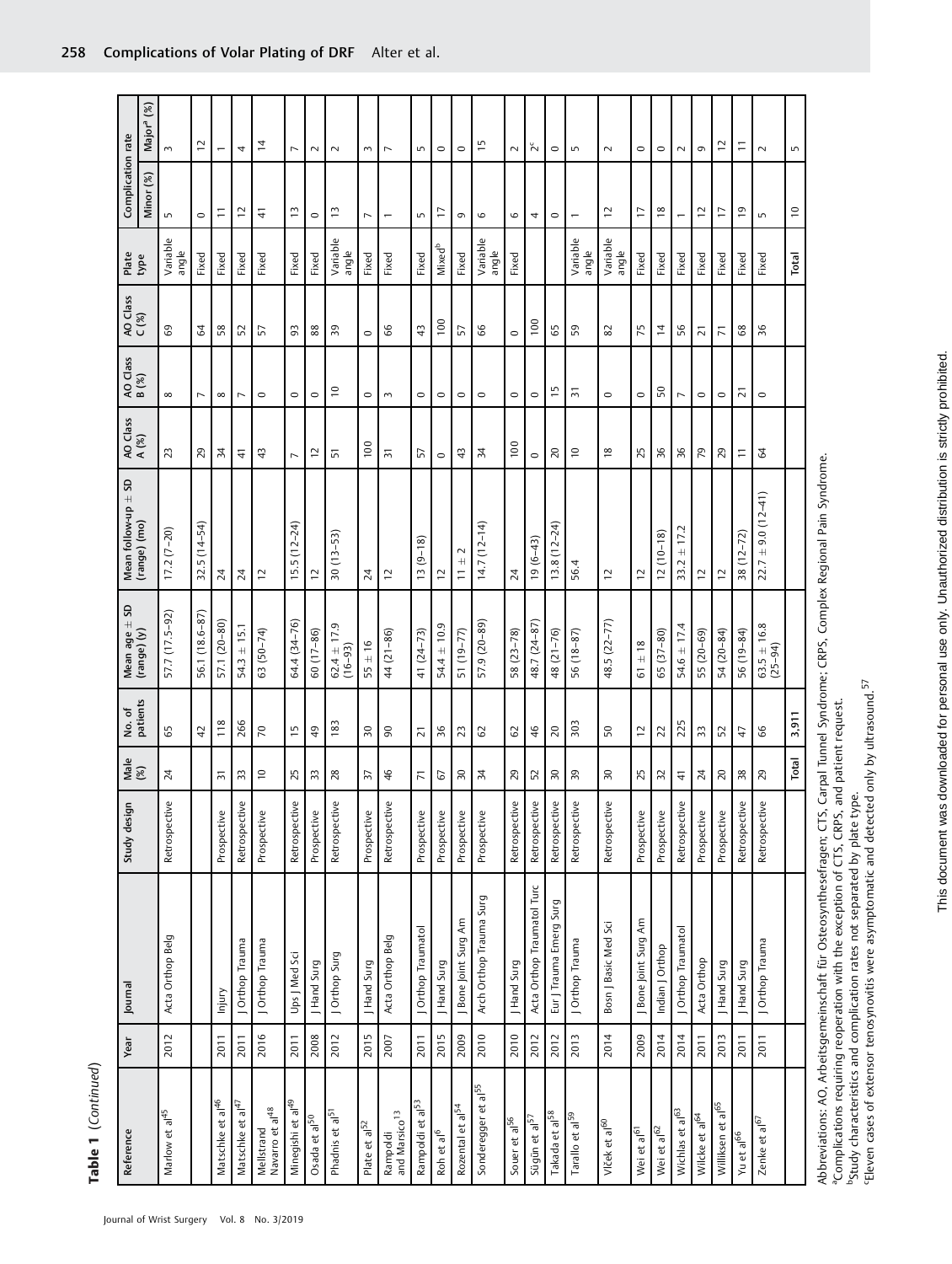**Table 1** (*Continued*)

| Reference | Year | Journal | Study design | Male (%) | No. of patients | Mean age ± SD (range) (y) | Mean follow-up ± SD (range) (mo) | AO Class A (%) | AO Class B (%) | AO Class C (%) | Plate type | Complication rate | |
|---|---|---|---|---|---|---|---|---|---|---|---|---|---|
| | | | | | | | | | | | | Minor (%) | Major[a] (%) |
| Marlow et al[45] | 2012 | Acta Orthop Belg | Retrospective | 24 | 65 | 57.7 (17.5–92) | 17.2 (7–20) | 23 | 8 | 69 | Variable angle | 5 | 3 |
| | | | | | 42 | 56.1 (18.6–87) | 32.5 (14–54) | 29 | 7 | 64 | Fixed | 0 | 12 |
| Matschke et al[46] | 2011 | Injury | Prospective | 31 | 118 | 57.1 (20–80) | 24 | 34 | 8 | 58 | Fixed | 11 | 1 |
| Matschke et al[47] | 2011 | J Orthop Trauma | Retrospective | 33 | 266 | 54.3 ± 15.1 | 24 | 41 | 7 | 52 | Fixed | 12 | 4 |
| Mellstrand Navarro et al[48] | 2016 | J Orthop Trauma | Prospective | 10 | 70 | 63 (50–74) | 12 | 43 | 0 | 57 | Fixed | 41 | 14 |
| Minegishi et al[49] | 2011 | Ups J Med Sci | Retrospective | 25 | 15 | 64.4 (34–76) | 15.5 (12–24) | 7 | 0 | 93 | Fixed | 13 | 7 |
| Osada et al[50] | 2008 | J Hand Surg | Prospective | 33 | 49 | 60 (17–86) | 12 | 12 | 0 | 88 | Fixed | 0 | 2 |
| Phadnis et al[51] | 2012 | J Orthop Surg | Retrospective | 28 | 183 | 62.4 ± 17.9 (16–93) | 30 (13–53) | 51 | 10 | 39 | Variable angle | 13 | 2 |
| Plate et al[52] | 2015 | J Hand Surg | Prospective | 37 | 30 | 55 ± 16 | 24 | 100 | 0 | 0 | Fixed | 7 | 3 |
| Rampoldi and Marsico[13] | 2007 | Acta Orthop Belg | Retrospective | 46 | 90 | 44 (21–86) | 12 | 31 | 3 | 66 | Fixed | 1 | 7 |
| Rampoldi et al[53] | 2011 | J Orthop Traumatol | Prospective | 71 | 21 | 41 (24–73) | 13 (9–18) | 57 | 0 | 43 | Fixed | 5 | 5 |
| Roh et al[6] | 2015 | J Hand Surg | Prospective | 67 | 36 | 54.4 ± 10.9 | 12 | 0 | 0 | 100 | Mixed[b] | 17 | 0 |
| Rozental et al[54] | 2009 | J Bone Joint Surg Am | Prospective | 30 | 23 | 51 (19–77) | 11 ± 2 | 43 | 0 | 57 | Fixed | 9 | 0 |
| Sonderegger et al[55] | 2010 | Arch Orthop Trauma Surg | Prospective | 34 | 62 | 57.9 (20–89) | 14.7 (12–14) | 34 | 0 | 66 | Variable angle | 6 | 15 |
| Souer et al[56] | 2010 | J Hand Surg | Retrospective | 29 | 62 | 58 (23–78) | 24 | 100 | 0 | 0 | Fixed | 6 | 2 |
| Sügün et al[57] | 2012 | Acta Orthop Traumatol Turc | Retrospective | 52 | 46 | 48.7 (24–87) | 19 (6–43) | 0 | 0 | 100 | | 4 | 2[c] |
| Takada et al[58] | 2012 | Eur J Trauma Emerg Surg | Retrospective | 30 | 20 | 48 (21–76) | 13.8 (12–24) | 20 | 15 | 65 | | 0 | 0 |
| Tarallo et al[59] | 2013 | J Orthop Trauma | Retrospective | 39 | 303 | 56 (18–87) | 56.4 | 10 | 31 | 59 | Variable angle | 1 | 5 |
| Vlček et al[60] | 2014 | Bosn J Basic Med Sci | Retrospective | 30 | 50 | 48.5 (22–77) | 12 | 18 | 0 | 82 | Variable angle | 12 | 2 |
| Wei et al[61] | 2009 | J Bone Joint Surg Am | Prospective | 25 | 12 | 61 ± 18 | 12 | 25 | 0 | 75 | Fixed | 17 | 0 |
| Wei et al[62] | 2014 | Indian J Orthop | Prospective | 32 | 22 | 65 (37–80) | 12 (10–18) | 36 | 50 | 14 | Fixed | 18 | 0 |
| Wichlas et al[63] | 2014 | J Orthop Traumatol | Retrospective | 41 | 225 | 54.6 ± 17.4 | 33.2 ± 17.2 | 36 | 7 | 56 | Fixed | 1 | 2 |
| Wilcke et al[64] | 2011 | Acta Orthop | Prospective | 24 | 33 | 55 (20–69) | 12 | 79 | 0 | 21 | Fixed | 12 | 9 |
| Willliksen et al[65] | 2013 | J Hand Surg | Prospective | 20 | 52 | 54 (20–84) | 12 | 29 | 0 | 71 | Fixed | 17 | 12 |
| Yu et al[66] | 2011 | J Hand Surg | Retrospective | 38 | 47 | 56 (19–84) | 38 (12–72) | 11 | 21 | 68 | Fixed | 19 | 11 |
| Zenke et al[67] | 2011 | J Orthop Trauma | Retrospective | 29 | 66 | 63.5 ± 16.8 (25–94) | 22.7 ± 9.0 (12–41) | 64 | 0 | 36 | Fixed | 5 | 2 |
| | | | | Total | 3,911 | | | | | | Total | 10 | 5 |

Abbreviations: AO, Arbeitsgemeinschaft für Osteosynthesefragen; CTS, Carpal Tunnel Syndrome; CRPS, Complex Regional Pain Syndrome.
[a]Complications requiring reoperation with the exception of CTS, CRPS, and patient request.
[b]Study characteristics and complication rates not separated by plate type.
[c]Eleven cases of extensor tenosynovitis were asymptomatic and detected only by ultrasound.[57]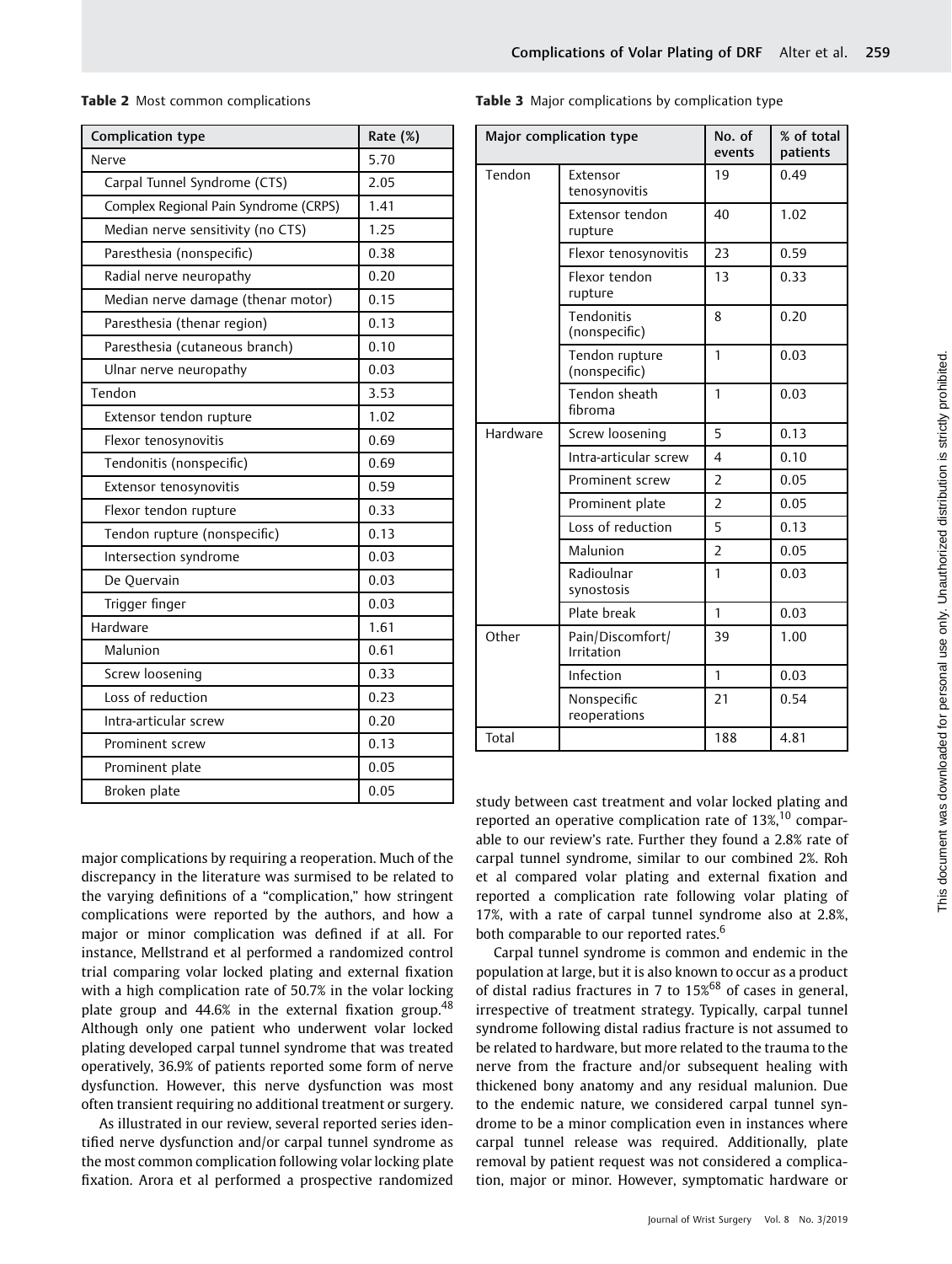**Table 2** Most common complications

| Complication type | Rate (%) |
|---|---|
| Nerve | 5.70 |
| Carpal Tunnel Syndrome (CTS) | 2.05 |
| Complex Regional Pain Syndrome (CRPS) | 1.41 |
| Median nerve sensitivity (no CTS) | 1.25 |
| Paresthesia (nonspecific) | 0.38 |
| Radial nerve neuropathy | 0.20 |
| Median nerve damage (thenar motor) | 0.15 |
| Paresthesia (thenar region) | 0.13 |
| Paresthesia (cutaneous branch) | 0.10 |
| Ulnar nerve neuropathy | 0.03 |
| Tendon | 3.53 |
| Extensor tendon rupture | 1.02 |
| Flexor tenosynovitis | 0.69 |
| Tendonitis (nonspecific) | 0.69 |
| Extensor tenosynovitis | 0.59 |
| Flexor tendon rupture | 0.33 |
| Tendon rupture (nonspecific) | 0.13 |
| Intersection syndrome | 0.03 |
| De Quervain | 0.03 |
| Trigger finger | 0.03 |
| Hardware | 1.61 |
| Malunion | 0.61 |
| Screw loosening | 0.33 |
| Loss of reduction | 0.23 |
| Intra-articular screw | 0.20 |
| Prominent screw | 0.13 |
| Prominent plate | 0.05 |
| Broken plate | 0.05 |

**Table 3** Major complications by complication type

| Major complication type | | No. of events | % of total patients |
|---|---|---|---|
| Tendon | Extensor tenosynovitis | 19 | 0.49 |
| | Extensor tendon rupture | 40 | 1.02 |
| | Flexor tenosynovitis | 23 | 0.59 |
| | Flexor tendon rupture | 13 | 0.33 |
| | Tendonitis (nonspecific) | 8 | 0.20 |
| | Tendon rupture (nonspecific) | 1 | 0.03 |
| | Tendon sheath fibroma | 1 | 0.03 |
| Hardware | Screw loosening | 5 | 0.13 |
| | Intra-articular screw | 4 | 0.10 |
| | Prominent screw | 2 | 0.05 |
| | Prominent plate | 2 | 0.05 |
| | Loss of reduction | 5 | 0.13 |
| | Malunion | 2 | 0.05 |
| | Radioulnar synostosis | 1 | 0.03 |
| | Plate break | 1 | 0.03 |
| Other | Pain/Discomfort/ Irritation | 39 | 1.00 |
| | Infection | 1 | 0.03 |
| | Nonspecific reoperations | 21 | 0.54 |
| Total | | 188 | 4.81 |

major complications by requiring a reoperation. Much of the discrepancy in the literature was surmised to be related to the varying definitions of a "complication," how stringent complications were reported by the authors, and how a major or minor complication was defined if at all. For instance, Mellstrand et al performed a randomized control trial comparing volar locked plating and external fixation with a high complication rate of 50.7% in the volar locking plate group and 44.6% in the external fixation group.[48] Although only one patient who underwent volar locked plating developed carpal tunnel syndrome that was treated operatively, 36.9% of patients reported some form of nerve dysfunction. However, this nerve dysfunction was most often transient requiring no additional treatment or surgery.

As illustrated in our review, several reported series identified nerve dysfunction and/or carpal tunnel syndrome as the most common complication following volar locking plate fixation. Arora et al performed a prospective randomized study between cast treatment and volar locked plating and reported an operative complication rate of 13%,[10] comparable to our review's rate. Further they found a 2.8% rate of carpal tunnel syndrome, similar to our combined 2%. Roh et al compared volar plating and external fixation and reported a complication rate following volar plating of 17%, with a rate of carpal tunnel syndrome also at 2.8%, both comparable to our reported rates.[6]

Carpal tunnel syndrome is common and endemic in the population at large, but it is also known to occur as a product of distal radius fractures in 7 to 15%[68] of cases in general, irrespective of treatment strategy. Typically, carpal tunnel syndrome following distal radius fracture is not assumed to be related to hardware, but more related to the trauma to the nerve from the fracture and/or subsequent healing with thickened bony anatomy and any residual malunion. Due to the endemic nature, we considered carpal tunnel syndrome to be a minor complication even in instances where carpal tunnel release was required. Additionally, plate removal by patient request was not considered a complication, major or minor. However, symptomatic hardware or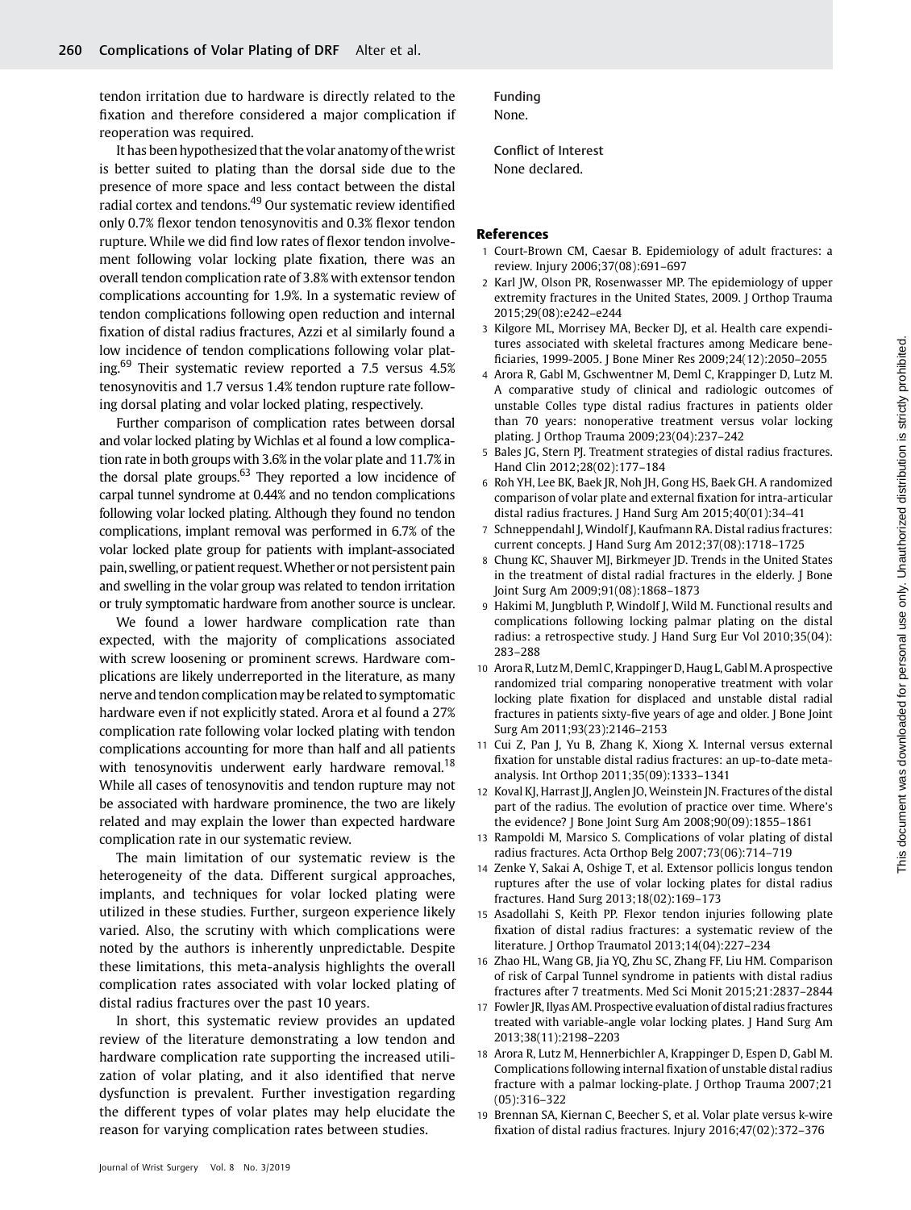tendon irritation due to hardware is directly related to the fixation and therefore considered a major complication if reoperation was required.

It has been hypothesized that the volar anatomy of the wrist is better suited to plating than the dorsal side due to the presence of more space and less contact between the distal radial cortex and tendons.[49] Our systematic review identified only 0.7% flexor tendon tenosynovitis and 0.3% flexor tendon rupture. While we did find low rates of flexor tendon involvement following volar locking plate fixation, there was an overall tendon complication rate of 3.8% with extensor tendon complications accounting for 1.9%. In a systematic review of tendon complications following open reduction and internal fixation of distal radius fractures, Azzi et al similarly found a low incidence of tendon complications following volar plating.[69] Their systematic review reported a 7.5 versus 4.5% tenosynovitis and 1.7 versus 1.4% tendon rupture rate following dorsal plating and volar locked plating, respectively.

Further comparison of complication rates between dorsal and volar locked plating by Wichlas et al found a low complication rate in both groups with 3.6% in the volar plate and 11.7% in the dorsal plate groups.[63] They reported a low incidence of carpal tunnel syndrome at 0.44% and no tendon complications following volar locked plating. Although they found no tendon complications, implant removal was performed in 6.7% of the volar locked plate group for patients with implant-associated pain, swelling, or patient request. Whether or not persistent pain and swelling in the volar group was related to tendon irritation or truly symptomatic hardware from another source is unclear.

We found a lower hardware complication rate than expected, with the majority of complications associated with screw loosening or prominent screws. Hardware complications are likely underreported in the literature, as many nerve and tendon complication may be related to symptomatic hardware even if not explicitly stated. Arora et al found a 27% complication rate following volar locked plating with tendon complications accounting for more than half and all patients with tenosynovitis underwent early hardware removal.[18] While all cases of tenosynovitis and tendon rupture may not be associated with hardware prominence, the two are likely related and may explain the lower than expected hardware complication rate in our systematic review.

The main limitation of our systematic review is the heterogeneity of the data. Different surgical approaches, implants, and techniques for volar locked plating were utilized in these studies. Further, surgeon experience likely varied. Also, the scrutiny with which complications were noted by the authors is inherently unpredictable. Despite these limitations, this meta-analysis highlights the overall complication rates associated with volar locked plating of distal radius fractures over the past 10 years.

In short, this systematic review provides an updated review of the literature demonstrating a low tendon and hardware complication rate supporting the increased utilization of volar plating, and it also identified that nerve dysfunction is prevalent. Further investigation regarding the different types of volar plates may help elucidate the reason for varying complication rates between studies.

**Funding**
None.

**Conflict of Interest**
None declared.

## References

1. Court-Brown CM, Caesar B. Epidemiology of adult fractures: a review. Injury 2006;37(08):691–697
2. Karl JW, Olson PR, Rosenwasser MP. The epidemiology of upper extremity fractures in the United States, 2009. J Orthop Trauma 2015;29(08):e242–e244
3. Kilgore ML, Morrisey MA, Becker DJ, et al. Health care expenditures associated with skeletal fractures among Medicare beneficiaries, 1999-2005. J Bone Miner Res 2009;24(12):2050–2055
4. Arora R, Gabl M, Gschwentner M, Deml C, Krappinger D, Lutz M. A comparative study of clinical and radiologic outcomes of unstable Colles type distal radius fractures in patients older than 70 years: nonoperative treatment versus volar locking plating. J Orthop Trauma 2009;23(04):237–242
5. Bales JG, Stern PJ. Treatment strategies of distal radius fractures. Hand Clin 2012;28(02):177–184
6. Roh YH, Lee BK, Baek JR, Noh JH, Gong HS, Baek GH. A randomized comparison of volar plate and external fixation for intra-articular distal radius fractures. J Hand Surg Am 2015;40(01):34–41
7. Schneppendahl J, Windolf J, Kaufmann RA. Distal radius fractures: current concepts. J Hand Surg Am 2012;37(08):1718–1725
8. Chung KC, Shauver MJ, Birkmeyer JD. Trends in the United States in the treatment of distal radial fractures in the elderly. J Bone Joint Surg Am 2009;91(08):1868–1873
9. Hakimi M, Jungbluth P, Windolf J, Wild M. Functional results and complications following locking palmar plating on the distal radius: a retrospective study. J Hand Surg Eur Vol 2010;35(04):283–288
10. Arora R, Lutz M, Deml C, Krappinger D, Haug L, Gabl M. A prospective randomized trial comparing nonoperative treatment with volar locking plate fixation for displaced and unstable distal radial fractures in patients sixty-five years of age and older. J Bone Joint Surg Am 2011;93(23):2146–2153
11. Cui Z, Pan J, Yu B, Zhang K, Xiong X. Internal versus external fixation for unstable distal radius fractures: an up-to-date meta-analysis. Int Orthop 2011;35(09):1333–1341
12. Koval KJ, Harrast JJ, Anglen JO, Weinstein JN. Fractures of the distal part of the radius. The evolution of practice over time. Where's the evidence? J Bone Joint Surg Am 2008;90(09):1855–1861
13. Rampoldi M, Marsico S. Complications of volar plating of distal radius fractures. Acta Orthop Belg 2007;73(06):714–719
14. Zenke Y, Sakai A, Oshige T, et al. Extensor pollicis longus tendon ruptures after the use of volar locking plates for distal radius fractures. Hand Surg 2013;18(02):169–173
15. Asadollahi S, Keith PP. Flexor tendon injuries following plate fixation of distal radius fractures: a systematic review of the literature. J Orthop Traumatol 2013;14(04):227–234
16. Zhao HL, Wang GB, Jia YQ, Zhu SC, Zhang FF, Liu HM. Comparison of risk of Carpal Tunnel syndrome in patients with distal radius fractures after 7 treatments. Med Sci Monit 2015;21:2837–2844
17. Fowler JR, Ilyas AM. Prospective evaluation of distal radius fractures treated with variable-angle volar locking plates. J Hand Surg Am 2013;38(11):2198–2203
18. Arora R, Lutz M, Hennerbichler A, Krappinger D, Espen D, Gabl M. Complications following internal fixation of unstable distal radius fracture with a palmar locking-plate. J Orthop Trauma 2007;21(05):316–322
19. Brennan SA, Kiernan C, Beecher S, et al. Volar plate versus k-wire fixation of distal radius fractures. Injury 2016;47(02):372–376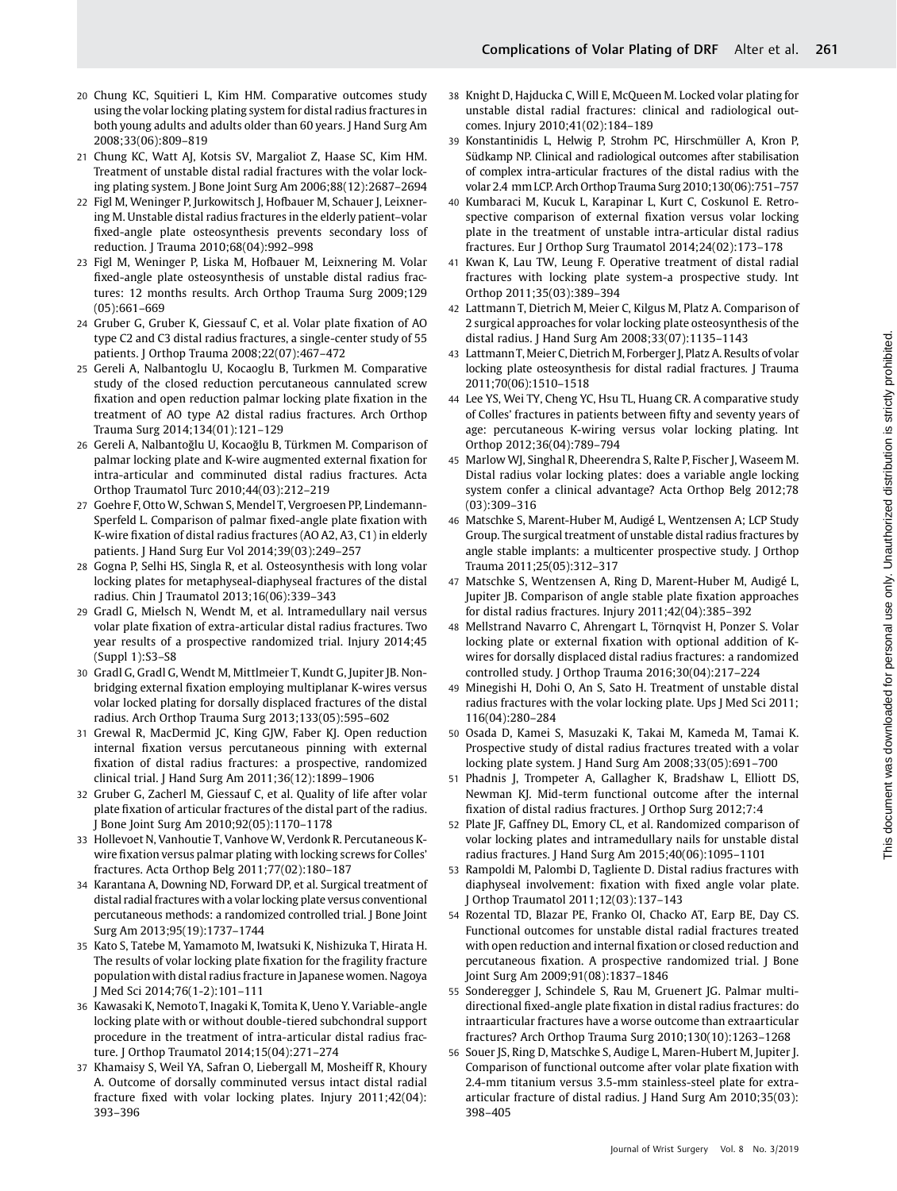20 Chung KC, Squitieri L, Kim HM. Comparative outcomes study using the volar locking plating system for distal radius fractures in both young adults and adults older than 60 years. J Hand Surg Am 2008;33(06):809–819

21 Chung KC, Watt AJ, Kotsis SV, Margaliot Z, Haase SC, Kim HM. Treatment of unstable distal radial fractures with the volar locking plating system. J Bone Joint Surg Am 2006;88(12):2687–2694

22 Figl M, Weninger P, Jurkowitsch J, Hofbauer M, Schauer J, Leixnering M. Unstable distal radius fractures in the elderly patient–volar fixed-angle plate osteosynthesis prevents secondary loss of reduction. J Trauma 2010;68(04):992–998

23 Figl M, Weninger P, Liska M, Hofbauer M, Leixnering M. Volar fixed-angle plate osteosynthesis of unstable distal radius fractures: 12 months results. Arch Orthop Trauma Surg 2009;129 (05):661–669

24 Gruber G, Gruber K, Giessauf C, et al. Volar plate fixation of AO type C2 and C3 distal radius fractures, a single-center study of 55 patients. J Orthop Trauma 2008;22(07):467–472

25 Gereli A, Nalbantoglu U, Kocaoglu B, Turkmen M. Comparative study of the closed reduction percutaneous cannulated screw fixation and open reduction palmar locking plate fixation in the treatment of AO type A2 distal radius fractures. Arch Orthop Trauma Surg 2014;134(01):121–129

26 Gereli A, Nalbantoğlu U, Kocaoğlu B, Türkmen M. Comparison of palmar locking plate and K-wire augmented external fixation for intra-articular and comminuted distal radius fractures. Acta Orthop Traumatol Turc 2010;44(03):212–219

27 Goehre F, Otto W, Schwan S, Mendel T, Vergroesen PP, Lindemann-Sperfeld L. Comparison of palmar fixed-angle plate fixation with K-wire fixation of distal radius fractures (AO A2, A3, C1) in elderly patients. J Hand Surg Eur Vol 2014;39(03):249–257

28 Gogna P, Selhi HS, Singla R, et al. Osteosynthesis with long volar locking plates for metaphyseal-diaphyseal fractures of the distal radius. Chin J Traumatol 2013;16(06):339–343

29 Gradl G, Mielsch N, Wendt M, et al. Intramedullary nail versus volar plate fixation of extra-articular distal radius fractures. Two year results of a prospective randomized trial. Injury 2014;45 (Suppl 1):S3–S8

30 Gradl G, Gradl G, Wendt M, Mittlmeier T, Kundt G, Jupiter JB. Non-bridging external fixation employing multiplanar K-wires versus volar locked plating for dorsally displaced fractures of the distal radius. Arch Orthop Trauma Surg 2013;133(05):595–602

31 Grewal R, MacDermid JC, King GJW, Faber KJ. Open reduction internal fixation versus percutaneous pinning with external fixation of distal radius fractures: a prospective, randomized clinical trial. J Hand Surg Am 2011;36(12):1899–1906

32 Gruber G, Zacherl M, Giessauf C, et al. Quality of life after volar plate fixation of articular fractures of the distal part of the radius. J Bone Joint Surg Am 2010;92(05):1170–1178

33 Hollevoet N, Vanhoutie T, Vanhove W, Verdonk R. Percutaneous K-wire fixation versus palmar plating with locking screws for Colles' fractures. Acta Orthop Belg 2011;77(02):180–187

34 Karantana A, Downing ND, Forward DP, et al. Surgical treatment of distal radial fractures with a volar locking plate versus conventional percutaneous methods: a randomized controlled trial. J Bone Joint Surg Am 2013;95(19):1737–1744

35 Kato S, Tatebe M, Yamamoto M, Iwatsuki K, Nishizuka T, Hirata H. The results of volar locking plate fixation for the fragility fracture population with distal radius fracture in Japanese women. Nagoya J Med Sci 2014;76(1-2):101–111

36 Kawasaki K, Nemoto T, Inagaki K, Tomita K, Ueno Y. Variable-angle locking plate with or without double-tiered subchondral support procedure in the treatment of intra-articular distal radius fracture. J Orthop Traumatol 2014;15(04):271–274

37 Khamaisy S, Weil YA, Safran O, Liebergall M, Mosheiff R, Khoury A. Outcome of dorsally comminuted versus intact distal radial fracture fixed with volar locking plates. Injury 2011;42(04): 393–396

38 Knight D, Hajducka C, Will E, McQueen M. Locked volar plating for unstable distal radial fractures: clinical and radiological outcomes. Injury 2010;41(02):184–189

39 Konstantinidis L, Helwig P, Strohm PC, Hirschmüller A, Kron P, Südkamp NP. Clinical and radiological outcomes after stabilisation of complex intra-articular fractures of the distal radius with the volar 2.4 mm LCP. Arch Orthop Trauma Surg 2010;130(06):751–757

40 Kumbaraci M, Kucuk L, Karapinar L, Kurt C, Coskunol E. Retrospective comparison of external fixation versus volar locking plate in the treatment of unstable intra-articular distal radius fractures. Eur J Orthop Surg Traumatol 2014;24(02):173–178

41 Kwan K, Lau TW, Leung F. Operative treatment of distal radial fractures with locking plate system-a prospective study. Int Orthop 2011;35(03):389–394

42 Lattmann T, Dietrich M, Meier C, Kilgus M, Platz A. Comparison of 2 surgical approaches for volar locking plate osteosynthesis of the distal radius. J Hand Surg Am 2008;33(07):1135–1143

43 Lattmann T, Meier C, Dietrich M, Forberger J, Platz A. Results of volar locking plate osteosynthesis for distal radial fractures. J Trauma 2011;70(06):1510–1518

44 Lee YS, Wei TY, Cheng YC, Hsu TL, Huang CR. A comparative study of Colles' fractures in patients between fifty and seventy years of age: percutaneous K-wiring versus volar locking plating. Int Orthop 2012;36(04):789–794

45 Marlow WJ, Singhal R, Dheerendra S, Ralte P, Fischer J, Waseem M. Distal radius volar locking plates: does a variable angle locking system confer a clinical advantage? Acta Orthop Belg 2012;78 (03):309–316

46 Matschke S, Marent-Huber M, Audigé L, Wentzensen A; LCP Study Group. The surgical treatment of unstable distal radius fractures by angle stable implants: a multicenter prospective study. J Orthop Trauma 2011;25(05):312–317

47 Matschke S, Wentzensen A, Ring D, Marent-Huber M, Audigé L, Jupiter JB. Comparison of angle stable plate fixation approaches for distal radius fractures. Injury 2011;42(04):385–392

48 Mellstrand Navarro C, Ahrengart L, Törnqvist H, Ponzer S. Volar locking plate or external fixation with optional addition of K-wires for dorsally displaced distal radius fractures: a randomized controlled study. J Orthop Trauma 2016;30(04):217–224

49 Minegishi H, Dohi O, An S, Sato H. Treatment of unstable distal radius fractures with the volar locking plate. Ups J Med Sci 2011; 116(04):280–284

50 Osada D, Kamei S, Masuzaki K, Takai M, Kameda M, Tamai K. Prospective study of distal radius fractures treated with a volar locking plate system. J Hand Surg Am 2008;33(05):691–700

51 Phadnis J, Trompeter A, Gallagher K, Bradshaw L, Elliott DS, Newman KJ. Mid-term functional outcome after the internal fixation of distal radius fractures. J Orthop Surg 2012;7:4

52 Plate JF, Gaffney DL, Emory CL, et al. Randomized comparison of volar locking plates and intramedullary nails for unstable distal radius fractures. J Hand Surg Am 2015;40(06):1095–1101

53 Rampoldi M, Palombi D, Tagliente D. Distal radius fractures with diaphyseal involvement: fixation with fixed angle volar plate. J Orthop Traumatol 2011;12(03):137–143

54 Rozental TD, Blazar PE, Franko OI, Chacko AT, Earp BE, Day CS. Functional outcomes for unstable distal radial fractures treated with open reduction and internal fixation or closed reduction and percutaneous fixation. A prospective randomized trial. J Bone Joint Surg Am 2009;91(08):1837–1846

55 Sonderegger J, Schindele S, Rau M, Gruenert JG. Palmar multi-directional fixed-angle plate fixation in distal radius fractures: do intraarticular fractures have a worse outcome than extraarticular fractures? Arch Orthop Trauma Surg 2010;130(10):1263–1268

56 Souer JS, Ring D, Matschke S, Audige L, Maren-Hubert M, Jupiter J. Comparison of functional outcome after volar plate fixation with 2.4-mm titanium versus 3.5-mm stainless-steel plate for extra-articular fracture of distal radius. J Hand Surg Am 2010;35(03): 398–405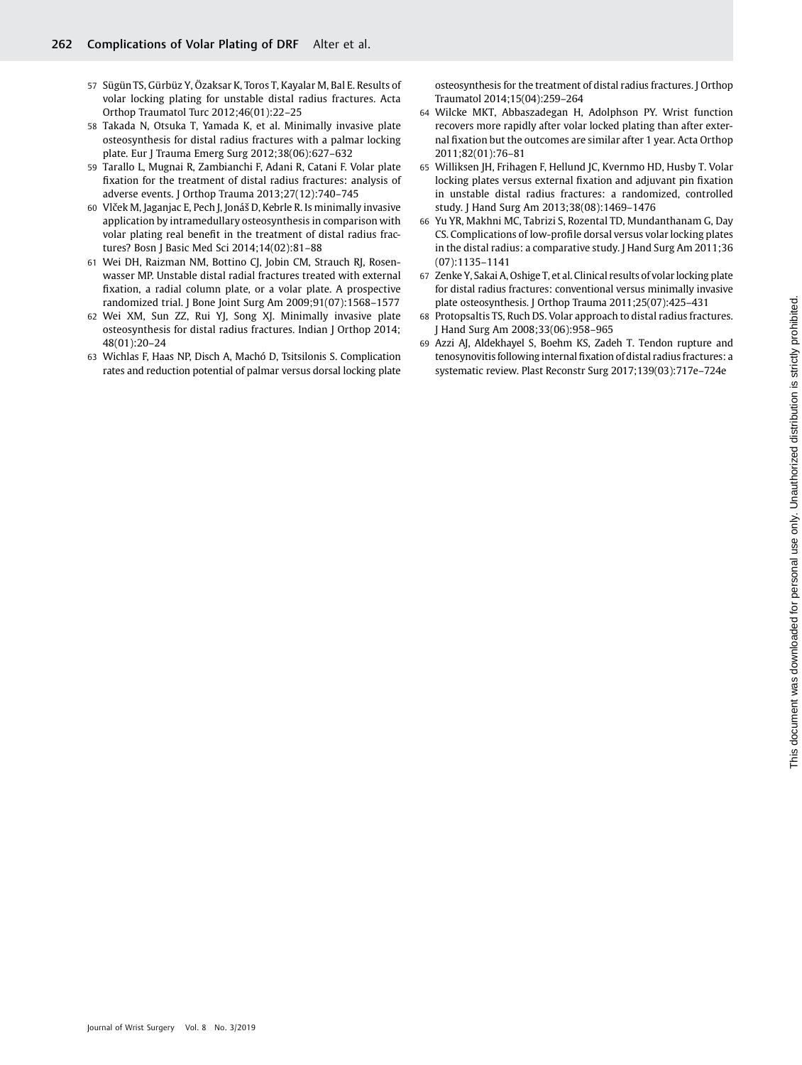57 Sügün TS, Gürbüz Y, Özaksar K, Toros T, Kayalar M, Bal E. Results of volar locking plating for unstable distal radius fractures. Acta Orthop Traumatol Turc 2012;46(01):22–25

58 Takada N, Otsuka T, Yamada K, et al. Minimally invasive plate osteosynthesis for distal radius fractures with a palmar locking plate. Eur J Trauma Emerg Surg 2012;38(06):627–632

59 Tarallo L, Mugnai R, Zambianchi F, Adani R, Catani F. Volar plate fixation for the treatment of distal radius fractures: analysis of adverse events. J Orthop Trauma 2013;27(12):740–745

60 Vlček M, Jaganjac E, Pech J, Jonáš D, Kebrle R. Is minimally invasive application by intramedullary osteosynthesis in comparison with volar plating real benefit in the treatment of distal radius fractures? Bosn J Basic Med Sci 2014;14(02):81–88

61 Wei DH, Raizman NM, Bottino CJ, Jobin CM, Strauch RJ, Rosenwasser MP. Unstable distal radial fractures treated with external fixation, a radial column plate, or a volar plate. A prospective randomized trial. J Bone Joint Surg Am 2009;91(07):1568–1577

62 Wei XM, Sun ZZ, Rui YJ, Song XJ. Minimally invasive plate osteosynthesis for distal radius fractures. Indian J Orthop 2014; 48(01):20–24

63 Wichlas F, Haas NP, Disch A, Machó D, Tsitsilonis S. Complication rates and reduction potential of palmar versus dorsal locking plate osteosynthesis for the treatment of distal radius fractures. J Orthop Traumatol 2014;15(04):259–264

64 Wilcke MKT, Abbaszadegan H, Adolphson PY. Wrist function recovers more rapidly after volar locked plating than after external fixation but the outcomes are similar after 1 year. Acta Orthop 2011;82(01):76–81

65 Williksen JH, Frihagen F, Hellund JC, Kvernmo HD, Husby T. Volar locking plates versus external fixation and adjuvant pin fixation in unstable distal radius fractures: a randomized, controlled study. J Hand Surg Am 2013;38(08):1469–1476

66 Yu YR, Makhni MC, Tabrizi S, Rozental TD, Mundanthanam G, Day CS. Complications of low-profile dorsal versus volar locking plates in the distal radius: a comparative study. J Hand Surg Am 2011;36(07):1135–1141

67 Zenke Y, Sakai A, Oshige T, et al. Clinical results of volar locking plate for distal radius fractures: conventional versus minimally invasive plate osteosynthesis. J Orthop Trauma 2011;25(07):425–431

68 Protopsaltis TS, Ruch DS. Volar approach to distal radius fractures. J Hand Surg Am 2008;33(06):958–965

69 Azzi AJ, Aldekhayel S, Boehm KS, Zadeh T. Tendon rupture and tenosynovitis following internal fixation of distal radius fractures: a systematic review. Plast Reconstr Surg 2017;139(03):717e–724e